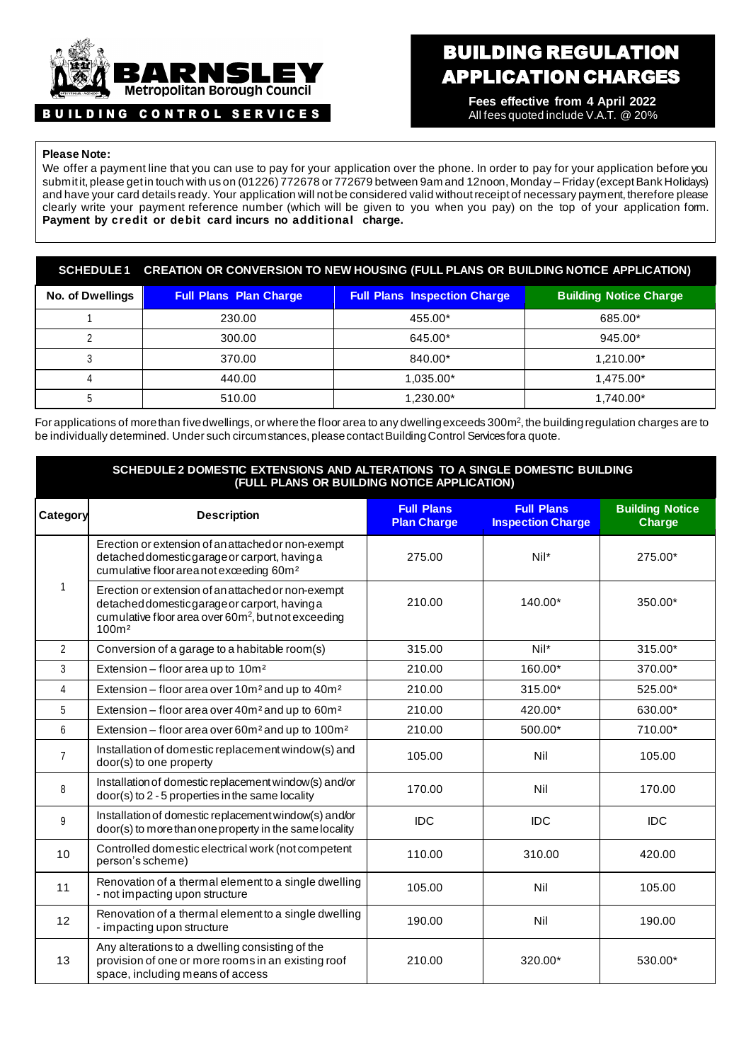**BARNSLEY**
Metropolitan Borough Council

**BUILDING CONTROL SERVICES**

# BUILDING REGULATION APPLICATION CHARGES

**Fees effective from 4 April 2022**
All fees quoted include V.A.T. @ 20%

**Please Note:**
We offer a payment line that you can use to pay for your application over the phone. In order to pay for your application before you submit it, please get in touch with us on (01226) 772678 or 772679 between 9am and 12noon, Monday – Friday (except Bank Holidays) and have your card details ready. Your application will not be considered valid without receipt of necessary payment, therefore please clearly write your payment reference number (which will be given to you when you pay) on the top of your application form. **Payment by credit or debit card incurs no additional charge.**

## SCHEDULE 1 CREATION OR CONVERSION TO NEW HOUSING (FULL PLANS OR BUILDING NOTICE APPLICATION)

| No. of Dwellings | Full Plans Plan Charge | Full Plans Inspection Charge | Building Notice Charge |
|---|---|---|---|
| 1 | 230.00 | 455.00* | 685.00* |
| 2 | 300.00 | 645.00* | 945.00* |
| 3 | 370.00 | 840.00* | 1,210.00* |
| 4 | 440.00 | 1,035.00* | 1,475.00* |
| 5 | 510.00 | 1,230.00* | 1,740.00* |

For applications of more than five dwellings, or where the floor area to any dwelling exceeds 300m², the building regulation charges are to be individually determined. Under such circumstances, please contact Building Control Services for a quote.

## SCHEDULE 2 DOMESTIC EXTENSIONS AND ALTERATIONS TO A SINGLE DOMESTIC BUILDING (FULL PLANS OR BUILDING NOTICE APPLICATION)

| Category | Description | Full Plans Plan Charge | Full Plans Inspection Charge | Building Notice Charge |
|---|---|---|---|---|
| 1 | Erection or extension of an attached or non-exempt detached domestic garage or carport, having a cumulative floor area not exceeding 60m² | 275.00 | Nil* | 275.00* |
| | Erection or extension of an attached or non-exempt detached domestic garage or carport, having a cumulative floor area over 60m², but not exceeding 100m² | 210.00 | 140.00* | 350.00* |
| 2 | Conversion of a garage to a habitable room(s) | 315.00 | Nil* | 315.00* |
| 3 | Extension – floor area up to 10m² | 210.00 | 160.00* | 370.00* |
| 4 | Extension – floor area over 10m² and up to 40m² | 210.00 | 315.00* | 525.00* |
| 5 | Extension – floor area over 40m² and up to 60m² | 210.00 | 420.00* | 630.00* |
| 6 | Extension – floor area over 60m² and up to 100m² | 210.00 | 500.00* | 710.00* |
| 7 | Installation of domestic replacement window(s) and door(s) to one property | 105.00 | Nil | 105.00 |
| 8 | Installation of domestic replacement window(s) and/or door(s) to 2 - 5 properties in the same locality | 170.00 | Nil | 170.00 |
| 9 | Installation of domestic replacement window(s) and/or door(s) to more than one property in the same locality | IDC | IDC | IDC |
| 10 | Controlled domestic electrical work (not competent person's scheme) | 110.00 | 310.00 | 420.00 |
| 11 | Renovation of a thermal element to a single dwelling - not impacting upon structure | 105.00 | Nil | 105.00 |
| 12 | Renovation of a thermal element to a single dwelling - impacting upon structure | 190.00 | Nil | 190.00 |
| 13 | Any alterations to a dwelling consisting of the provision of one or more rooms in an existing roof space, including means of access | 210.00 | 320.00* | 530.00* |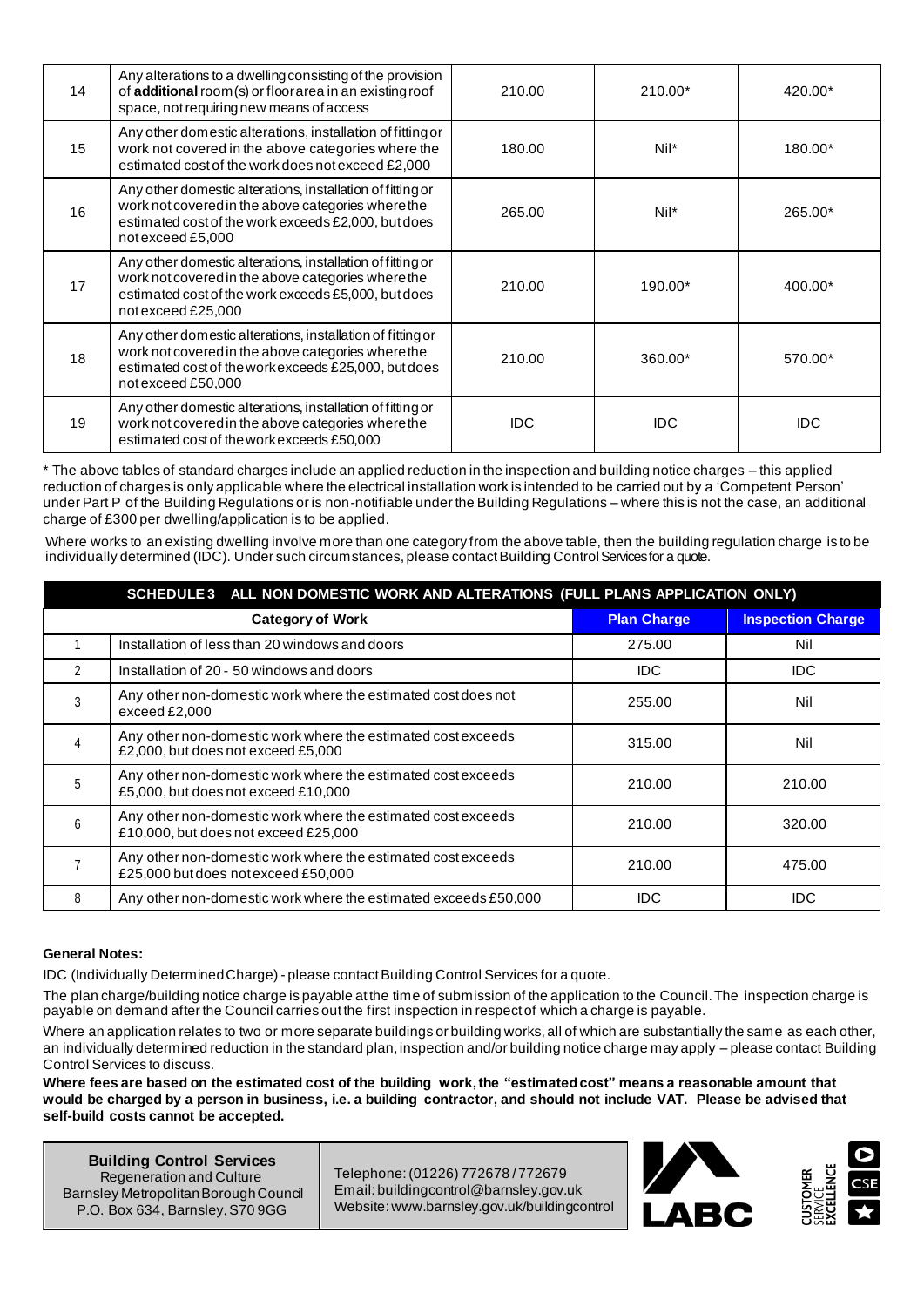| | | | | |
|---|---|---|---|---|
| 14 | Any alterations to a dwelling consisting of the provision of **additional** room(s) or floor area in an existing roof space, not requiring new means of access | 210.00 | 210.00* | 420.00* |
| 15 | Any other domestic alterations, installation of fitting or work not covered in the above categories where the estimated cost of the work does not exceed £2,000 | 180.00 | Nil* | 180.00* |
| 16 | Any other domestic alterations, installation of fitting or work not covered in the above categories where the estimated cost of the work exceeds £2,000, but does not exceed £5,000 | 265.00 | Nil* | 265.00* |
| 17 | Any other domestic alterations, installation of fitting or work not covered in the above categories where the estimated cost of the work exceeds £5,000, but does not exceed £25,000 | 210.00 | 190.00* | 400.00* |
| 18 | Any other domestic alterations, installation of fitting or work not covered in the above categories where the estimated cost of the work exceeds £25,000, but does not exceed £50,000 | 210.00 | 360.00* | 570.00* |
| 19 | Any other domestic alterations, installation of fitting or work not covered in the above categories where the estimated cost of the work exceeds £50,000 | IDC | IDC | IDC |

* The above tables of standard charges include an applied reduction in the inspection and building notice charges – this applied reduction of charges is only applicable where the electrical installation work is intended to be carried out by a 'Competent Person' under Part P of the Building Regulations or is non-notifiable under the Building Regulations – where this is not the case, an additional charge of £300 per dwelling/application is to be applied.

Where works to an existing dwelling involve more than one category from the above table, then the building regulation charge is to be individually determined (IDC). Under such circumstances, please contact Building Control Services for a quote.

## SCHEDULE 3 ALL NON DOMESTIC WORK AND ALTERATIONS (FULL PLANS APPLICATION ONLY)

| | Category of Work | Plan Charge | Inspection Charge |
|---|---|---|---|
| 1 | Installation of less than 20 windows and doors | 275.00 | Nil |
| 2 | Installation of 20 - 50 windows and doors | IDC | IDC |
| 3 | Any other non-domestic work where the estimated cost does not exceed £2,000 | 255.00 | Nil |
| 4 | Any other non-domestic work where the estimated cost exceeds £2,000, but does not exceed £5,000 | 315.00 | Nil |
| 5 | Any other non-domestic work where the estimated cost exceeds £5,000, but does not exceed £10,000 | 210.00 | 210.00 |
| 6 | Any other non-domestic work where the estimated cost exceeds £10,000, but does not exceed £25,000 | 210.00 | 320.00 |
| 7 | Any other non-domestic work where the estimated cost exceeds £25,000 but does not exceed £50,000 | 210.00 | 475.00 |
| 8 | Any other non-domestic work where the estimated exceeds £50,000 | IDC | IDC |

**General Notes:**

IDC (Individually Determined Charge) - please contact Building Control Services for a quote.

The plan charge/building notice charge is payable at the time of submission of the application to the Council. The inspection charge is payable on demand after the Council carries out the first inspection in respect of which a charge is payable.

Where an application relates to two or more separate buildings or building works, all of which are substantially the same as each other, an individually determined reduction in the standard plan, inspection and/or building notice charge may apply – please contact Building Control Services to discuss.

**Where fees are based on the estimated cost of the building work, the "estimated cost" means a reasonable amount that would be charged by a person in business, i.e. a building contractor, and should not include VAT. Please be advised that self-build costs cannot be accepted.**

**Building Control Services**
Regeneration and Culture
Barnsley Metropolitan Borough Council
P.O. Box 634, Barnsley, S70 9GG

Telephone: (01226) 772678 / 772679
Email: buildingcontrol@barnsley.gov.uk
Website: www.barnsley.gov.uk/buildingcontrol

LABC

CUSTOMER SERVICE EXCELLENCE